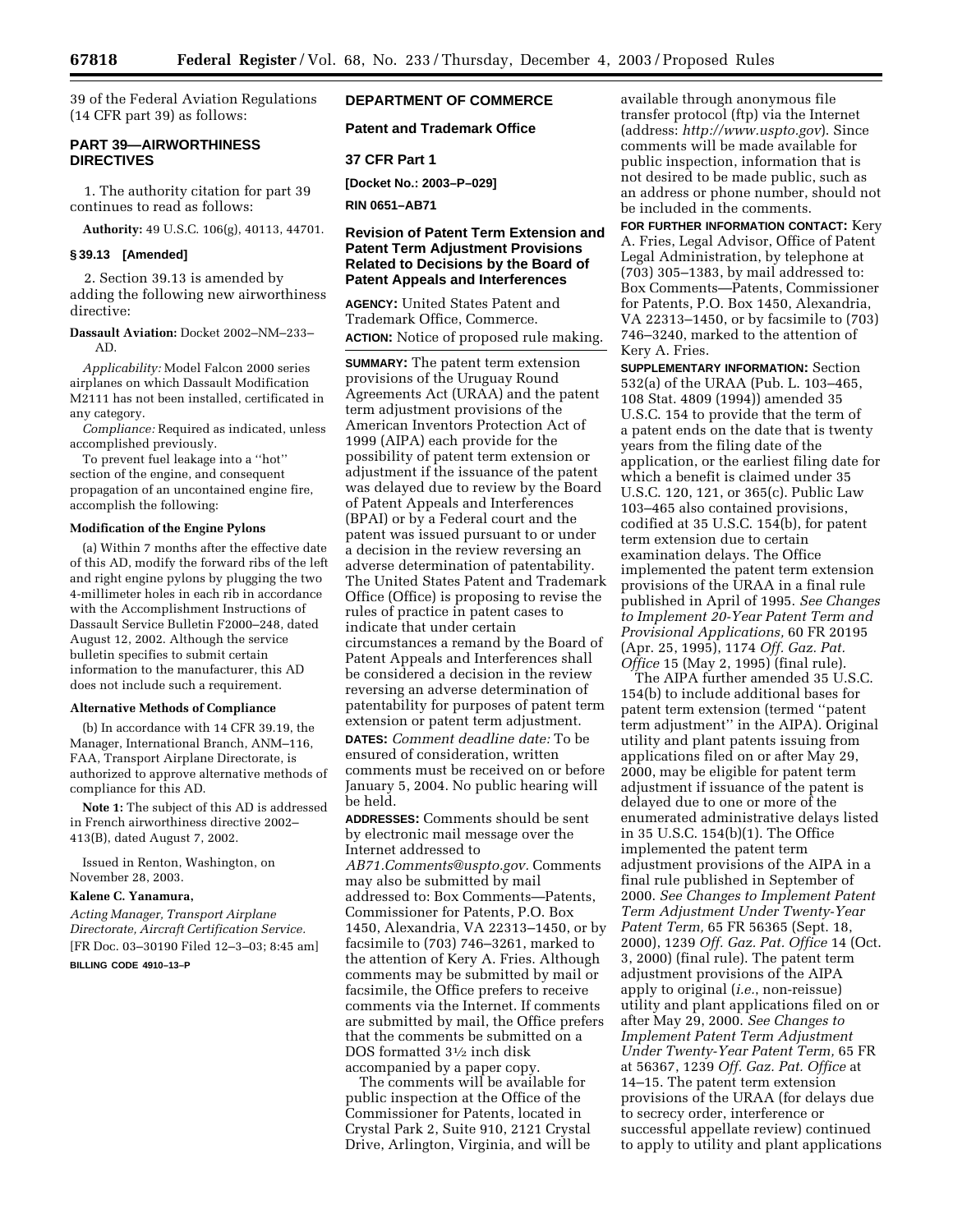39 of the Federal Aviation Regulations (14 CFR part 39) as follows:

## PART 39—AIRWORTHINESS DIRECTIVES

1. The authority citation for part 39 continues to read as follows:

**Authority:** 49 U.S.C. 106(g), 40113, 44701.

### § 39.13 [Amended]

2. Section 39.13 is amended by adding the following new airworthiness directive:

**Dassault Aviation:** Docket 2002–NM–233–AD.

*Applicability:* Model Falcon 2000 series airplanes on which Dassault Modification M2111 has not been installed, certificated in any category.

*Compliance:* Required as indicated, unless accomplished previously.

To prevent fuel leakage into a ''hot'' section of the engine, and consequent propagation of an uncontained engine fire, accomplish the following:

#### Modification of the Engine Pylons

(a) Within 7 months after the effective date of this AD, modify the forward ribs of the left and right engine pylons by plugging the two 4-millimeter holes in each rib in accordance with the Accomplishment Instructions of Dassault Service Bulletin F2000–248, dated August 12, 2002. Although the service bulletin specifies to submit certain information to the manufacturer, this AD does not include such a requirement.

#### Alternative Methods of Compliance

(b) In accordance with 14 CFR 39.19, the Manager, International Branch, ANM–116, FAA, Transport Airplane Directorate, is authorized to approve alternative methods of compliance for this AD.

**Note 1:** The subject of this AD is addressed in French airworthiness directive 2002–413(B), dated August 7, 2002.

Issued in Renton, Washington, on November 28, 2003.

**Kalene C. Yanamura,**

*Acting Manager, Transport Airplane Directorate, Aircraft Certification Service.*

[FR Doc. 03–30190 Filed 12–3–03; 8:45 am]

**BILLING CODE 4910–13–P**

---

## DEPARTMENT OF COMMERCE

### Patent and Trademark Office

### 37 CFR Part 1

**[Docket No.: 2003–P–029]**

**RIN 0651–AB71**

### Revision of Patent Term Extension and Patent Term Adjustment Provisions Related to Decisions by the Board of Patent Appeals and Interferences

**AGENCY:** United States Patent and Trademark Office, Commerce.

**ACTION:** Notice of proposed rule making.

**SUMMARY:** The patent term extension provisions of the Uruguay Round Agreements Act (URAA) and the patent term adjustment provisions of the American Inventors Protection Act of 1999 (AIPA) each provide for the possibility of patent term extension or adjustment if the issuance of the patent was delayed due to review by the Board of Patent Appeals and Interferences (BPAI) or by a Federal court and the patent was issued pursuant to or under a decision in the review reversing an adverse determination of patentability. The United States Patent and Trademark Office (Office) is proposing to revise the rules of practice in patent cases to indicate that under certain circumstances a remand by the Board of Patent Appeals and Interferences shall be considered a decision in the review reversing an adverse determination of patentability for purposes of patent term extension or patent term adjustment.

**DATES:** *Comment deadline date:* To be ensured of consideration, written comments must be received on or before January 5, 2004. No public hearing will be held.

**ADDRESSES:** Comments should be sent by electronic mail message over the Internet addressed to *AB71.Comments@uspto.gov.* Comments may also be submitted by mail addressed to: Box Comments—Patents, Commissioner for Patents, P.O. Box 1450, Alexandria, VA 22313–1450, or by facsimile to (703) 746–3261, marked to the attention of Kery A. Fries. Although comments may be submitted by mail or facsimile, the Office prefers to receive comments via the Internet. If comments are submitted by mail, the Office prefers that the comments be submitted on a DOS formatted 3½ inch disk accompanied by a paper copy.

The comments will be available for public inspection at the Office of the Commissioner for Patents, located in Crystal Park 2, Suite 910, 2121 Crystal Drive, Arlington, Virginia, and will be available through anonymous file transfer protocol (ftp) via the Internet (address: *http://www.uspto.gov*). Since comments will be made available for public inspection, information that is not desired to be made public, such as an address or phone number, should not be included in the comments.

**FOR FURTHER INFORMATION CONTACT:** Kery A. Fries, Legal Advisor, Office of Patent Legal Administration, by telephone at (703) 305–1383, by mail addressed to: Box Comments—Patents, Commissioner for Patents, P.O. Box 1450, Alexandria, VA 22313–1450, or by facsimile to (703) 746–3240, marked to the attention of Kery A. Fries.

**SUPPLEMENTARY INFORMATION:** Section 532(a) of the URAA (Pub. L. 103–465, 108 Stat. 4809 (1994)) amended 35 U.S.C. 154 to provide that the term of a patent ends on the date that is twenty years from the filing date of the application, or the earliest filing date for which a benefit is claimed under 35 U.S.C. 120, 121, or 365(c). Public Law 103–465 also contained provisions, codified at 35 U.S.C. 154(b), for patent term extension due to certain examination delays. The Office implemented the patent term extension provisions of the URAA in a final rule published in April of 1995. *See Changes to Implement 20-Year Patent Term and Provisional Applications,* 60 FR 20195 (Apr. 25, 1995), 1174 *Off. Gaz. Pat. Office* 15 (May 2, 1995) (final rule).

The AIPA further amended 35 U.S.C. 154(b) to include additional bases for patent term extension (termed ''patent term adjustment'' in the AIPA). Original utility and plant patents issuing from applications filed on or after May 29, 2000, may be eligible for patent term adjustment if issuance of the patent is delayed due to one or more of the enumerated administrative delays listed in 35 U.S.C. 154(b)(1). The Office implemented the patent term adjustment provisions of the AIPA in a final rule published in September of 2000. *See Changes to Implement Patent Term Adjustment Under Twenty-Year Patent Term,* 65 FR 56365 (Sept. 18, 2000), 1239 *Off. Gaz. Pat. Office* 14 (Oct. 3, 2000) (final rule). The patent term adjustment provisions of the AIPA apply to original (*i.e.*, non-reissue) utility and plant applications filed on or after May 29, 2000. *See Changes to Implement Patent Term Adjustment Under Twenty-Year Patent Term,* 65 FR at 56367, 1239 *Off. Gaz. Pat. Office* at 14–15. The patent term extension provisions of the URAA (for delays due to secrecy order, interference or successful appellate review) continued to apply to utility and plant applications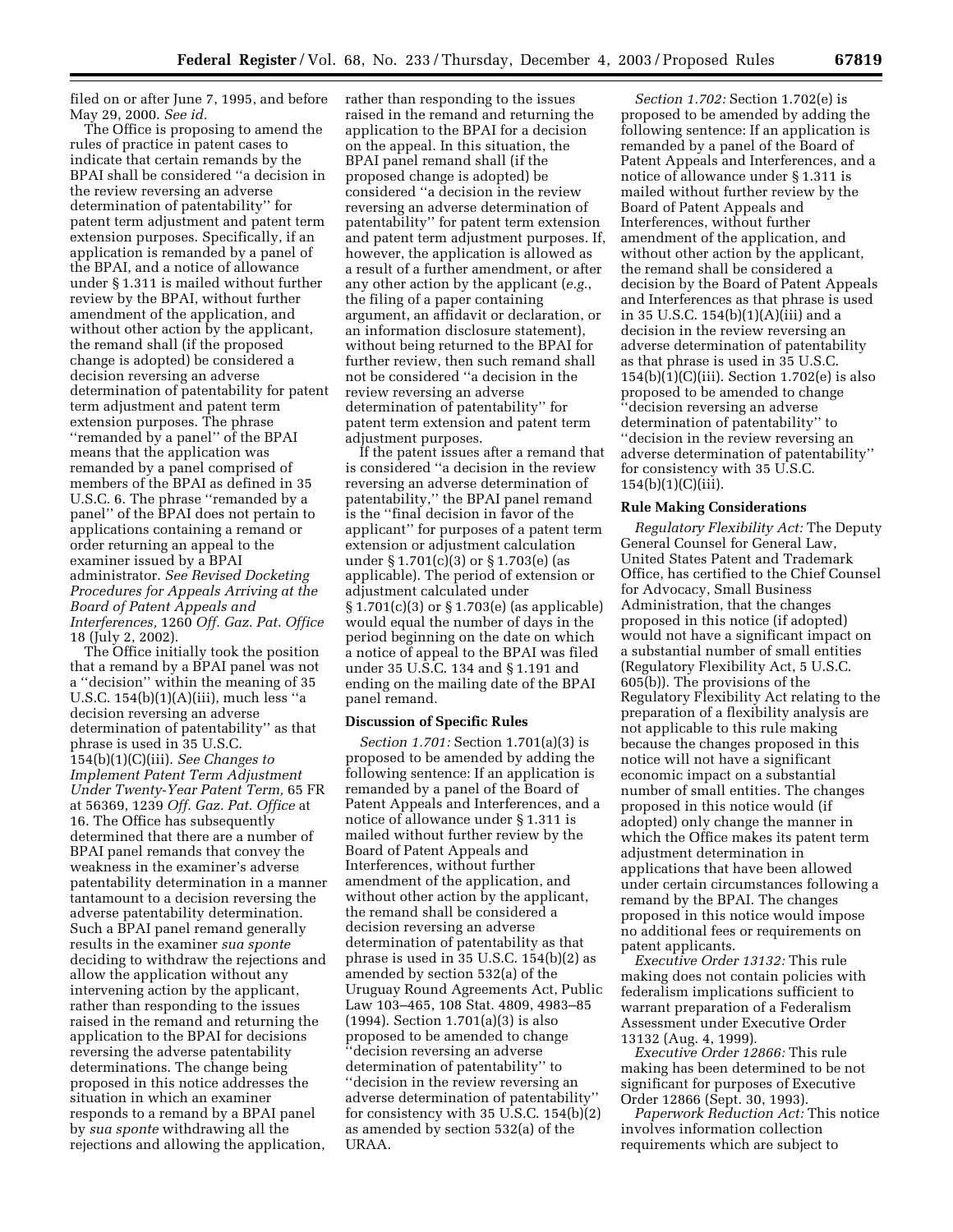filed on or after June 7, 1995, and before May 29, 2000. *See id.*

The Office is proposing to amend the rules of practice in patent cases to indicate that certain remands by the BPAI shall be considered ''a decision in the review reversing an adverse determination of patentability'' for patent term adjustment and patent term extension purposes. Specifically, if an application is remanded by a panel of the BPAI, and a notice of allowance under § 1.311 is mailed without further review by the BPAI, without further amendment of the application, and without other action by the applicant, the remand shall (if the proposed change is adopted) be considered a decision reversing an adverse determination of patentability for patent term adjustment and patent term extension purposes. The phrase ''remanded by a panel'' of the BPAI means that the application was remanded by a panel comprised of members of the BPAI as defined in 35 U.S.C. 6. The phrase ''remanded by a panel'' of the BPAI does not pertain to applications containing a remand or order returning an appeal to the examiner issued by a BPAI administrator. *See Revised Docketing Procedures for Appeals Arriving at the Board of Patent Appeals and Interferences,* 1260 *Off. Gaz. Pat. Office* 18 (July 2, 2002).

The Office initially took the position that a remand by a BPAI panel was not a ''decision'' within the meaning of 35 U.S.C. 154(b)(1)(A)(iii), much less ''a decision reversing an adverse determination of patentability'' as that phrase is used in 35 U.S.C. 154(b)(1)(C)(iii). *See Changes to Implement Patent Term Adjustment Under Twenty-Year Patent Term,* 65 FR at 56369, 1239 *Off. Gaz. Pat. Office* at 16. The Office has subsequently determined that there are a number of BPAI panel remands that convey the weakness in the examiner's adverse patentability determination in a manner tantamount to a decision reversing the adverse patentability determination. Such a BPAI panel remand generally results in the examiner *sua sponte* deciding to withdraw the rejections and allow the application without any intervening action by the applicant, rather than responding to the issues raised in the remand and returning the application to the BPAI for decisions reversing the adverse patentability determinations. The change being proposed in this notice addresses the situation in which an examiner responds to a remand by a BPAI panel by *sua sponte* withdrawing all the rejections and allowing the application, rather than responding to the issues raised in the remand and returning the application to the BPAI for a decision on the appeal. In this situation, the BPAI panel remand shall (if the proposed change is adopted) be considered ''a decision in the review reversing an adverse determination of patentability'' for patent term extension and patent term adjustment purposes. If, however, the application is allowed as a result of a further amendment, or after any other action by the applicant (*e.g.*, the filing of a paper containing argument, an affidavit or declaration, or an information disclosure statement), without being returned to the BPAI for further review, then such remand shall not be considered ''a decision in the review reversing an adverse determination of patentability'' for patent term extension and patent term adjustment purposes.

If the patent issues after a remand that is considered ''a decision in the review reversing an adverse determination of patentability,'' the BPAI panel remand is the ''final decision in favor of the applicant'' for purposes of a patent term extension or adjustment calculation under § 1.701(c)(3) or § 1.703(e) (as applicable). The period of extension or adjustment calculated under § 1.701(c)(3) or § 1.703(e) (as applicable) would equal the number of days in the period beginning on the date on which a notice of appeal to the BPAI was filed under 35 U.S.C. 134 and § 1.191 and ending on the mailing date of the BPAI panel remand.

## Discussion of Specific Rules

*Section 1.701:* Section 1.701(a)(3) is proposed to be amended by adding the following sentence: If an application is remanded by a panel of the Board of Patent Appeals and Interferences, and a notice of allowance under § 1.311 is mailed without further review by the Board of Patent Appeals and Interferences, without further amendment of the application, and without other action by the applicant, the remand shall be considered a decision reversing an adverse determination of patentability as that phrase is used in 35 U.S.C. 154(b)(2) as amended by section 532(a) of the Uruguay Round Agreements Act, Public Law 103–465, 108 Stat. 4809, 4983–85 (1994). Section 1.701(a)(3) is also proposed to be amended to change ''decision reversing an adverse determination of patentability'' to ''decision in the review reversing an adverse determination of patentability'' for consistency with 35 U.S.C. 154(b)(2) as amended by section 532(a) of the URAA.

*Section 1.702:* Section 1.702(e) is proposed to be amended by adding the following sentence: If an application is remanded by a panel of the Board of Patent Appeals and Interferences, and a notice of allowance under § 1.311 is mailed without further review by the Board of Patent Appeals and Interferences, without further amendment of the application, and without other action by the applicant, the remand shall be considered a decision by the Board of Patent Appeals and Interferences as that phrase is used in 35 U.S.C. 154(b)(1)(A)(iii) and a decision in the review reversing an adverse determination of patentability as that phrase is used in 35 U.S.C. 154(b)(1)(C)(iii). Section 1.702(e) is also proposed to be amended to change ''decision reversing an adverse determination of patentability'' to ''decision in the review reversing an adverse determination of patentability'' for consistency with 35 U.S.C. 154(b)(1)(C)(iii).

## Rule Making Considerations

*Regulatory Flexibility Act:* The Deputy General Counsel for General Law, United States Patent and Trademark Office, has certified to the Chief Counsel for Advocacy, Small Business Administration, that the changes proposed in this notice (if adopted) would not have a significant impact on a substantial number of small entities (Regulatory Flexibility Act, 5 U.S.C. 605(b)). The provisions of the Regulatory Flexibility Act relating to the preparation of a flexibility analysis are not applicable to this rule making because the changes proposed in this notice will not have a significant economic impact on a substantial number of small entities. The changes proposed in this notice would (if adopted) only change the manner in which the Office makes its patent term adjustment determination in applications that have been allowed under certain circumstances following a remand by the BPAI. The changes proposed in this notice would impose no additional fees or requirements on patent applicants.

*Executive Order 13132:* This rule making does not contain policies with federalism implications sufficient to warrant preparation of a Federalism Assessment under Executive Order 13132 (Aug. 4, 1999).

*Executive Order 12866:* This rule making has been determined to be not significant for purposes of Executive Order 12866 (Sept. 30, 1993).

*Paperwork Reduction Act:* This notice involves information collection requirements which are subject to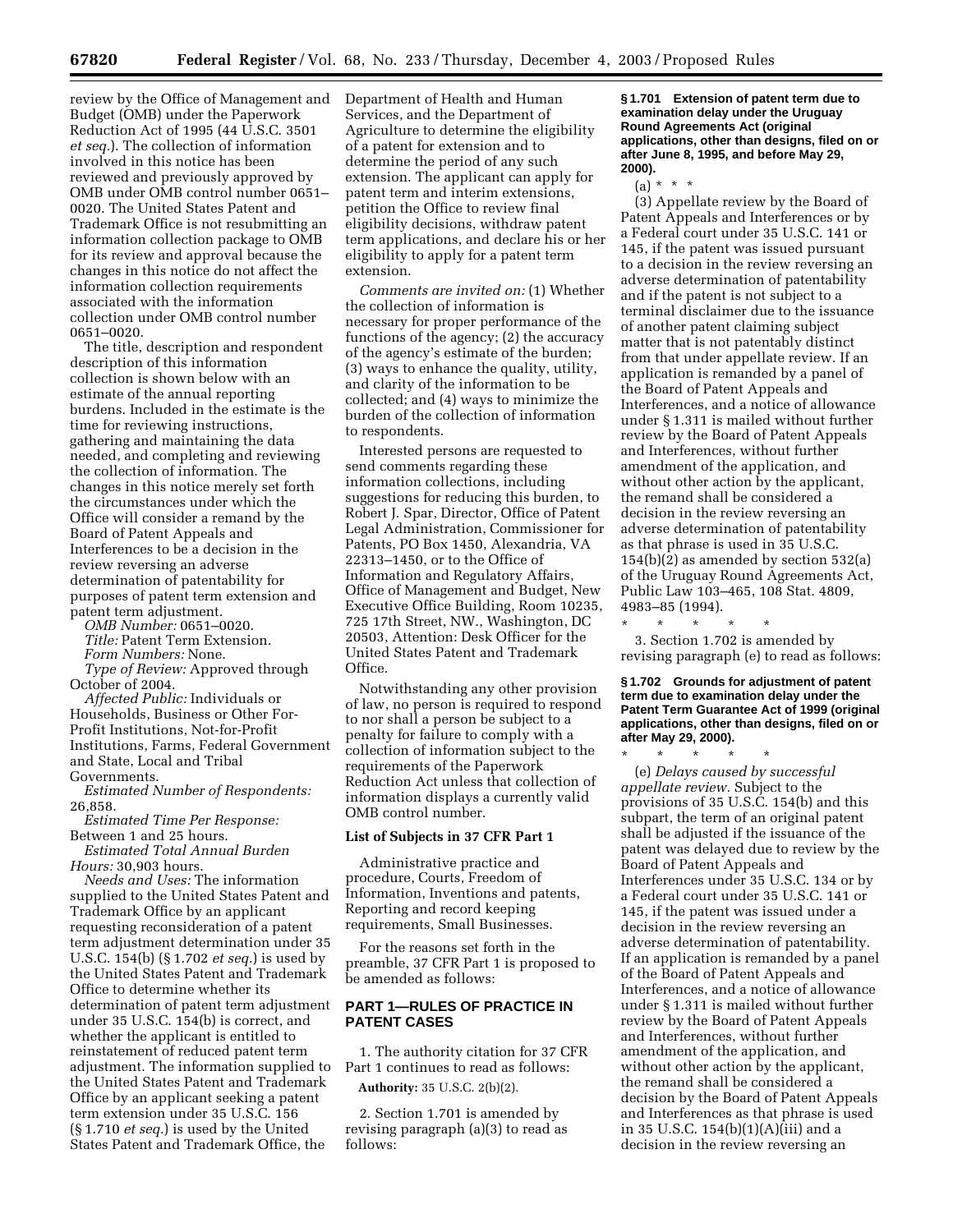review by the Office of Management and Budget (OMB) under the Paperwork Reduction Act of 1995 (44 U.S.C. 3501 *et seq.*). The collection of information involved in this notice has been reviewed and previously approved by OMB under OMB control number 0651–0020. The United States Patent and Trademark Office is not resubmitting an information collection package to OMB for its review and approval because the changes in this notice do not affect the information collection requirements associated with the information collection under OMB control number 0651–0020.

The title, description and respondent description of this information collection is shown below with an estimate of the annual reporting burdens. Included in the estimate is the time for reviewing instructions, gathering and maintaining the data needed, and completing and reviewing the collection of information. The changes in this notice merely set forth the circumstances under which the Office will consider a remand by the Board of Patent Appeals and Interferences to be a decision in the review reversing an adverse determination of patentability for purposes of patent term extension and patent term adjustment.

*OMB Number:* 0651–0020.

*Title:* Patent Term Extension.

*Form Numbers:* None.

*Type of Review:* Approved through October of 2004.

*Affected Public:* Individuals or Households, Business or Other For-Profit Institutions, Not-for-Profit Institutions, Farms, Federal Government and State, Local and Tribal Governments.

*Estimated Number of Respondents:* 26,858.

*Estimated Time Per Response:* Between 1 and 25 hours.

*Estimated Total Annual Burden Hours:* 30,903 hours.

*Needs and Uses:* The information supplied to the United States Patent and Trademark Office by an applicant requesting reconsideration of a patent term adjustment determination under 35 U.S.C. 154(b) (§ 1.702 *et seq.*) is used by the United States Patent and Trademark Office to determine whether its determination of patent term adjustment under 35 U.S.C. 154(b) is correct, and whether the applicant is entitled to reinstatement of reduced patent term adjustment. The information supplied to the United States Patent and Trademark Office by an applicant seeking a patent term extension under 35 U.S.C. 156 (§ 1.710 *et seq.*) is used by the United States Patent and Trademark Office, the Department of Health and Human Services, and the Department of Agriculture to determine the eligibility of a patent for extension and to determine the period of any such extension. The applicant can apply for patent term and interim extensions, petition the Office to review final eligibility decisions, withdraw patent term applications, and declare his or her eligibility to apply for a patent term extension.

*Comments are invited on:* (1) Whether the collection of information is necessary for proper performance of the functions of the agency; (2) the accuracy of the agency's estimate of the burden; (3) ways to enhance the quality, utility, and clarity of the information to be collected; and (4) ways to minimize the burden of the collection of information to respondents.

Interested persons are requested to send comments regarding these information collections, including suggestions for reducing this burden, to Robert J. Spar, Director, Office of Patent Legal Administration, Commissioner for Patents, PO Box 1450, Alexandria, VA 22313–1450, or to the Office of Information and Regulatory Affairs, Office of Management and Budget, New Executive Office Building, Room 10235, 725 17th Street, NW., Washington, DC 20503, Attention: Desk Officer for the United States Patent and Trademark Office.

Notwithstanding any other provision of law, no person is required to respond to nor shall a person be subject to a penalty for failure to comply with a collection of information subject to the requirements of the Paperwork Reduction Act unless that collection of information displays a currently valid OMB control number.

### List of Subjects in 37 CFR Part 1

Administrative practice and procedure, Courts, Freedom of Information, Inventions and patents, Reporting and record keeping requirements, Small Businesses.

For the reasons set forth in the preamble, 37 CFR Part 1 is proposed to be amended as follows:

## PART 1—RULES OF PRACTICE IN PATENT CASES

1. The authority citation for 37 CFR Part 1 continues to read as follows:

**Authority:** 35 U.S.C. 2(b)(2).

2. Section 1.701 is amended by revising paragraph (a)(3) to read as follows:

**§ 1.701 Extension of patent term due to examination delay under the Uruguay Round Agreements Act (original applications, other than designs, filed on or after June 8, 1995, and before May 29, 2000).**

(a) * * *

(3) Appellate review by the Board of Patent Appeals and Interferences or by a Federal court under 35 U.S.C. 141 or 145, if the patent was issued pursuant to a decision in the review reversing an adverse determination of patentability and if the patent is not subject to a terminal disclaimer due to the issuance of another patent claiming subject matter that is not patentably distinct from that under appellate review. If an application is remanded by a panel of the Board of Patent Appeals and Interferences, and a notice of allowance under § 1.311 is mailed without further review by the Board of Patent Appeals and Interferences, without further amendment of the application, and without other action by the applicant, the remand shall be considered a decision in the review reversing an adverse determination of patentability as that phrase is used in 35 U.S.C. 154(b)(2) as amended by section 532(a) of the Uruguay Round Agreements Act, Public Law 103–465, 108 Stat. 4809, 4983–85 (1994).

\* \* \* \* \*

3. Section 1.702 is amended by revising paragraph (e) to read as follows:

**§ 1.702 Grounds for adjustment of patent term due to examination delay under the Patent Term Guarantee Act of 1999 (original applications, other than designs, filed on or after May 29, 2000).**

\* \* \* \* \*

(e) *Delays caused by successful appellate review.* Subject to the provisions of 35 U.S.C. 154(b) and this subpart, the term of an original patent shall be adjusted if the issuance of the patent was delayed due to review by the Board of Patent Appeals and Interferences under 35 U.S.C. 134 or by a Federal court under 35 U.S.C. 141 or 145, if the patent was issued under a decision in the review reversing an adverse determination of patentability. If an application is remanded by a panel of the Board of Patent Appeals and Interferences, and a notice of allowance under § 1.311 is mailed without further review by the Board of Patent Appeals and Interferences, without further amendment of the application, and without other action by the applicant, the remand shall be considered a decision by the Board of Patent Appeals and Interferences as that phrase is used in 35 U.S.C. 154(b)(1)(A)(iii) and a decision in the review reversing an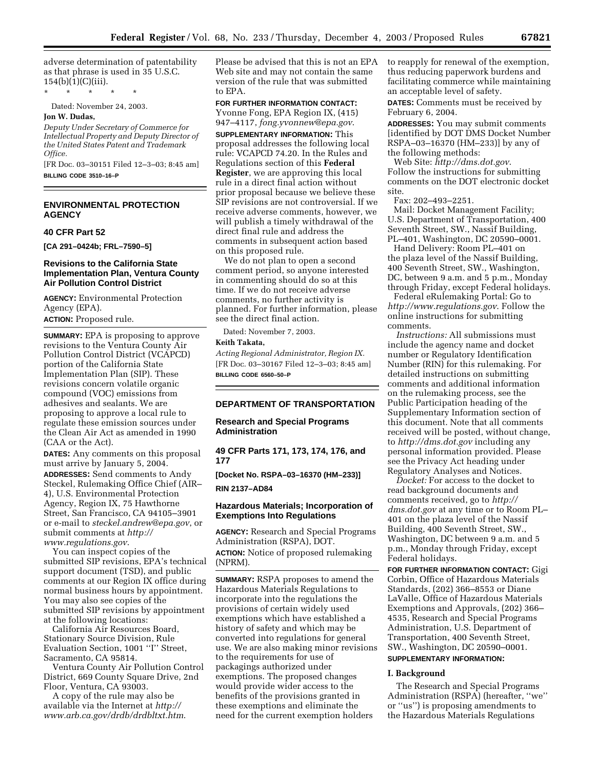adverse determination of patentability as that phrase is used in 35 U.S.C. 154(b)(1)(C)(iii).

\* \* \* \* \*

Dated: November 24, 2003.

**Jon W. Dudas,**

*Deputy Under Secretary of Commerce for Intellectual Property and Deputy Director of the United States Patent and Trademark Office.*

[FR Doc. 03–30151 Filed 12–3–03; 8:45 am]

**BILLING CODE 3510–16–P**

---

## ENVIRONMENTAL PROTECTION AGENCY

### 40 CFR Part 52

**[CA 291–0424b; FRL–7590–5]**

### Revisions to the California State Implementation Plan, Ventura County Air Pollution Control District

**AGENCY:** Environmental Protection Agency (EPA).

**ACTION:** Proposed rule.

**SUMMARY:** EPA is proposing to approve revisions to the Ventura County Air Pollution Control District (VCAPCD) portion of the California State Implementation Plan (SIP). These revisions concern volatile organic compound (VOC) emissions from adhesives and sealants. We are proposing to approve a local rule to regulate these emission sources under the Clean Air Act as amended in 1990 (CAA or the Act).

**DATES:** Any comments on this proposal must arrive by January 5, 2004.

**ADDRESSES:** Send comments to Andy Steckel, Rulemaking Office Chief (AIR–4), U.S. Environmental Protection Agency, Region IX, 75 Hawthorne Street, San Francisco, CA 94105–3901 or e-mail to *steckel.andrew@epa.gov*, or submit comments at *http://www.regulations.gov*.

You can inspect copies of the submitted SIP revisions, EPA's technical support document (TSD), and public comments at our Region IX office during normal business hours by appointment. You may also see copies of the submitted SIP revisions by appointment at the following locations:

California Air Resources Board, Stationary Source Division, Rule Evaluation Section, 1001 ''I'' Street, Sacramento, CA 95814.

Ventura County Air Pollution Control District, 669 County Square Drive, 2nd Floor, Ventura, CA 93003.

A copy of the rule may also be available via the Internet at *http://www.arb.ca.gov/drdb/drdbltxt.htm*. Please be advised that this is not an EPA Web site and may not contain the same version of the rule that was submitted to EPA.

**FOR FURTHER INFORMATION CONTACT:** Yvonne Fong, EPA Region IX, (415) 947–4117, *fong.yvonnew@epa.gov*.

**SUPPLEMENTARY INFORMATION:** This proposal addresses the following local rule: VCAPCD 74.20. In the Rules and Regulations section of this **Federal Register**, we are approving this local rule in a direct final action without prior proposal because we believe these SIP revisions are not controversial. If we receive adverse comments, however, we will publish a timely withdrawal of the direct final rule and address the comments in subsequent action based on this proposed rule.

We do not plan to open a second comment period, so anyone interested in commenting should do so at this time. If we do not receive adverse comments, no further activity is planned. For further information, please see the direct final action.

Dated: November 7, 2003.

**Keith Takata,**

*Acting Regional Administrator, Region IX.*

[FR Doc. 03–30167 Filed 12–3–03; 8:45 am]

**BILLING CODE 6560–50–P**

---

## DEPARTMENT OF TRANSPORTATION

### Research and Special Programs Administration

### 49 CFR Parts 171, 173, 174, 176, and 177

**[Docket No. RSPA–03–16370 (HM–233)]**

**RIN 2137–AD84**

### Hazardous Materials; Incorporation of Exemptions Into Regulations

**AGENCY:** Research and Special Programs Administration (RSPA), DOT.

**ACTION:** Notice of proposed rulemaking (NPRM).

**SUMMARY:** RSPA proposes to amend the Hazardous Materials Regulations to incorporate into the regulations the provisions of certain widely used exemptions which have established a history of safety and which may be converted into regulations for general use. We are also making minor revisions to the requirements for use of packagings authorized under exemptions. The proposed changes would provide wider access to the benefits of the provisions granted in these exemptions and eliminate the need for the current exemption holders to reapply for renewal of the exemption, thus reducing paperwork burdens and facilitating commerce while maintaining an acceptable level of safety.

**DATES:** Comments must be received by February 6, 2004.

**ADDRESSES:** You may submit comments [identified by DOT DMS Docket Number RSPA–03–16370 (HM–233)] by any of the following methods:

Web Site: *http://dms.dot.gov*. Follow the instructions for submitting comments on the DOT electronic docket site.

Fax: 202–493–2251.

Mail: Docket Management Facility; U.S. Department of Transportation, 400 Seventh Street, SW., Nassif Building, PL–401, Washington, DC 20590–0001.

Hand Delivery: Room PL–401 on the plaza level of the Nassif Building, 400 Seventh Street, SW., Washington, DC, between 9 a.m. and 5 p.m., Monday through Friday, except Federal holidays.

Federal eRulemaking Portal: Go to *http://www.regulations.gov*. Follow the online instructions for submitting comments.

*Instructions:* All submissions must include the agency name and docket number or Regulatory Identification Number (RIN) for this rulemaking. For detailed instructions on submitting comments and additional information on the rulemaking process, see the Public Participation heading of the Supplementary Information section of this document. Note that all comments received will be posted, without change, to *http://dms.dot.gov* including any personal information provided. Please see the Privacy Act heading under Regulatory Analyses and Notices.

*Docket:* For access to the docket to read background documents and comments received, go to *http://dms.dot.gov* at any time or to Room PL–401 on the plaza level of the Nassif Building, 400 Seventh Street, SW., Washington, DC between 9 a.m. and 5 p.m., Monday through Friday, except Federal holidays.

**FOR FURTHER INFORMATION CONTACT:** Gigi Corbin, Office of Hazardous Materials Standards, (202) 366–8553 or Diane LaValle, Office of Hazardous Materials Exemptions and Approvals, (202) 366–4535, Research and Special Programs Administration, U.S. Department of Transportation, 400 Seventh Street, SW., Washington, DC 20590–0001.

**SUPPLEMENTARY INFORMATION:**

#### I. Background

The Research and Special Programs Administration (RSPA) (hereafter, ''we'' or ''us'') is proposing amendments to the Hazardous Materials Regulations